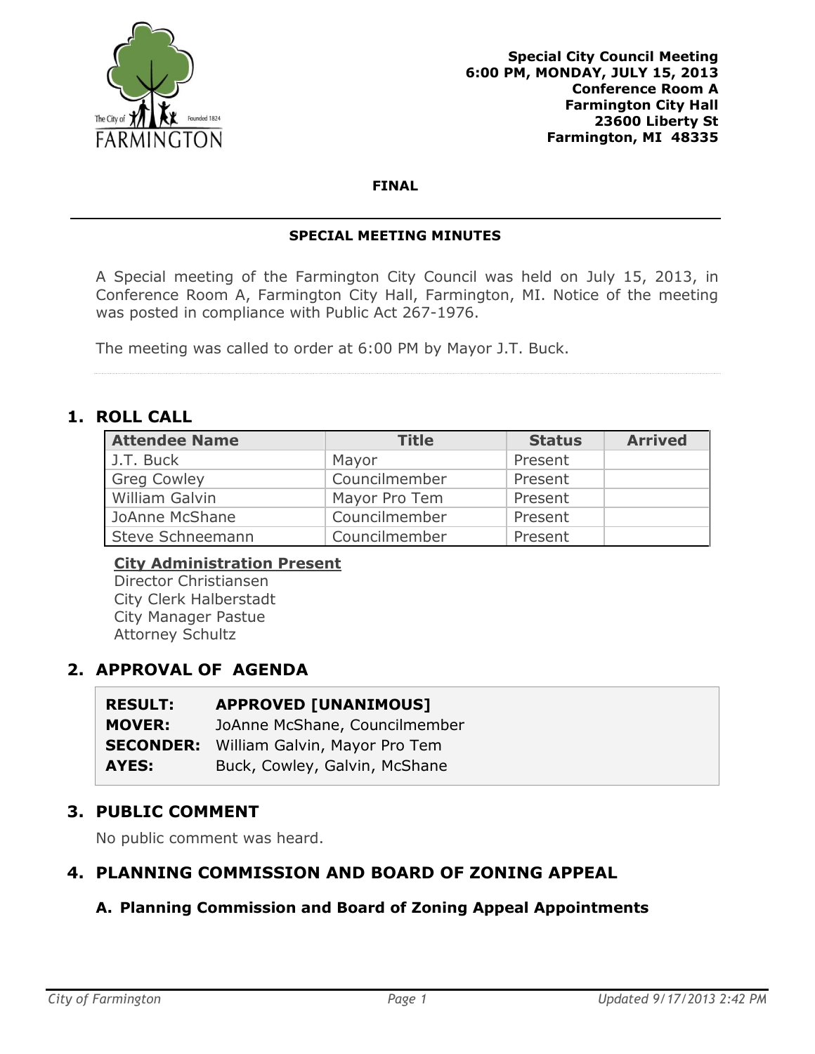**Special City Council Meeting**
**6:00 PM, MONDAY, JULY 15, 2013**
**Conference Room A**
**Farmington City Hall**
**23600 Liberty St**
**Farmington, MI 48335**

**FINAL**

---

**SPECIAL MEETING MINUTES**

A Special meeting of the Farmington City Council was held on July 15, 2013, in Conference Room A, Farmington City Hall, Farmington, MI. Notice of the meeting was posted in compliance with Public Act 267-1976.

The meeting was called to order at 6:00 PM by Mayor J.T. Buck.

## 1. ROLL CALL

| Attendee Name | Title | Status | Arrived |
|---|---|---|---|
| J.T. Buck | Mayor | Present | |
| Greg Cowley | Councilmember | Present | |
| William Galvin | Mayor Pro Tem | Present | |
| JoAnne McShane | Councilmember | Present | |
| Steve Schneemann | Councilmember | Present | |

**City Administration Present**
Director Christiansen
City Clerk Halberstadt
City Manager Pastue
Attorney Schultz

## 2. APPROVAL OF AGENDA

| | |
|---|---|
| **RESULT:** | **APPROVED [UNANIMOUS]** |
| **MOVER:** | JoAnne McShane, Councilmember |
| **SECONDER:** | William Galvin, Mayor Pro Tem |
| **AYES:** | Buck, Cowley, Galvin, McShane |

## 3. PUBLIC COMMENT

No public comment was heard.

## 4. PLANNING COMMISSION AND BOARD OF ZONING APPEAL

### A. Planning Commission and Board of Zoning Appeal Appointments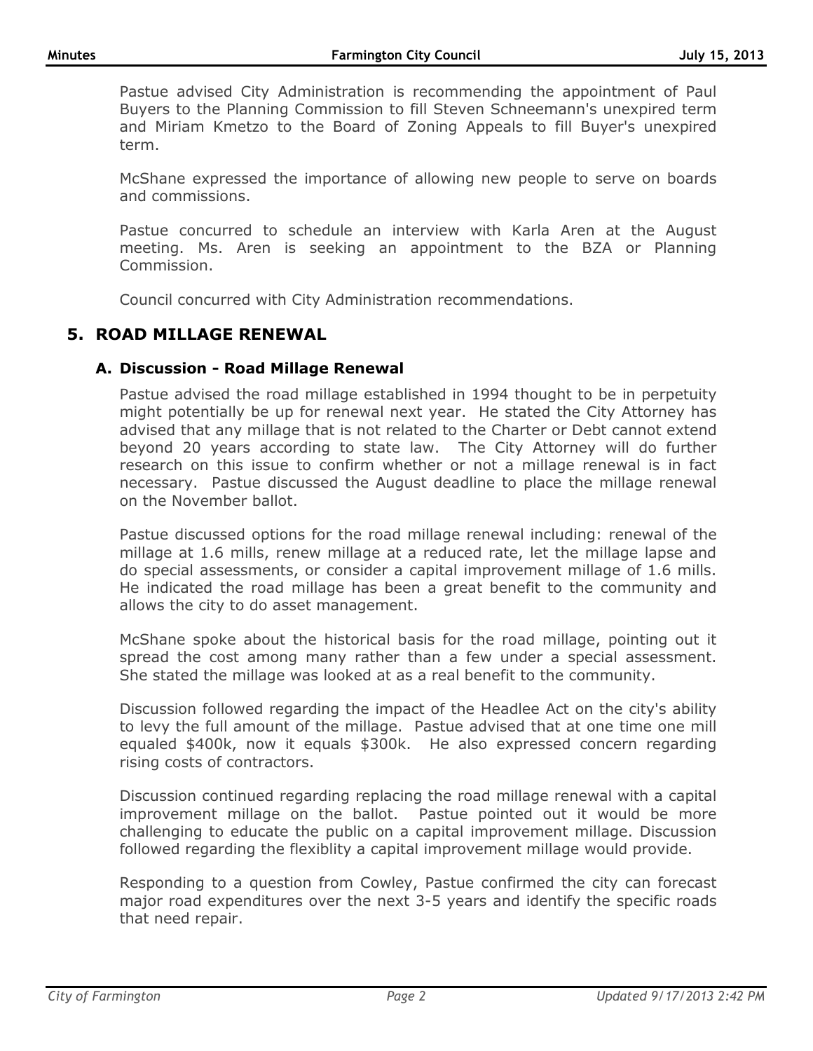Pastue advised City Administration is recommending the appointment of Paul Buyers to the Planning Commission to fill Steven Schneemann's unexpired term and Miriam Kmetzo to the Board of Zoning Appeals to fill Buyer's unexpired term.

McShane expressed the importance of allowing new people to serve on boards and commissions.

Pastue concurred to schedule an interview with Karla Aren at the August meeting. Ms. Aren is seeking an appointment to the BZA or Planning Commission.

Council concurred with City Administration recommendations.

## 5. ROAD MILLAGE RENEWAL

### A. Discussion - Road Millage Renewal

Pastue advised the road millage established in 1994 thought to be in perpetuity might potentially be up for renewal next year. He stated the City Attorney has advised that any millage that is not related to the Charter or Debt cannot extend beyond 20 years according to state law. The City Attorney will do further research on this issue to confirm whether or not a millage renewal is in fact necessary. Pastue discussed the August deadline to place the millage renewal on the November ballot.

Pastue discussed options for the road millage renewal including: renewal of the millage at 1.6 mills, renew millage at a reduced rate, let the millage lapse and do special assessments, or consider a capital improvement millage of 1.6 mills. He indicated the road millage has been a great benefit to the community and allows the city to do asset management.

McShane spoke about the historical basis for the road millage, pointing out it spread the cost among many rather than a few under a special assessment. She stated the millage was looked at as a real benefit to the community.

Discussion followed regarding the impact of the Headlee Act on the city's ability to levy the full amount of the millage. Pastue advised that at one time one mill equaled $400k, now it equals $300k. He also expressed concern regarding rising costs of contractors.

Discussion continued regarding replacing the road millage renewal with a capital improvement millage on the ballot. Pastue pointed out it would be more challenging to educate the public on a capital improvement millage. Discussion followed regarding the flexiblity a capital improvement millage would provide.

Responding to a question from Cowley, Pastue confirmed the city can forecast major road expenditures over the next 3-5 years and identify the specific roads that need repair.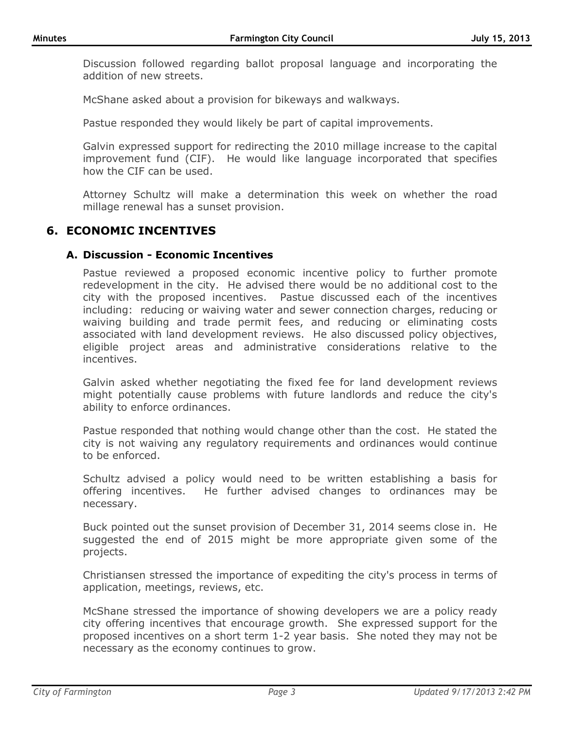Discussion followed regarding ballot proposal language and incorporating the addition of new streets.

McShane asked about a provision for bikeways and walkways.

Pastue responded they would likely be part of capital improvements.

Galvin expressed support for redirecting the 2010 millage increase to the capital improvement fund (CIF). He would like language incorporated that specifies how the CIF can be used.

Attorney Schultz will make a determination this week on whether the road millage renewal has a sunset provision.

## 6. ECONOMIC INCENTIVES

### A. Discussion - Economic Incentives

Pastue reviewed a proposed economic incentive policy to further promote redevelopment in the city. He advised there would be no additional cost to the city with the proposed incentives. Pastue discussed each of the incentives including: reducing or waiving water and sewer connection charges, reducing or waiving building and trade permit fees, and reducing or eliminating costs associated with land development reviews. He also discussed policy objectives, eligible project areas and administrative considerations relative to the incentives.

Galvin asked whether negotiating the fixed fee for land development reviews might potentially cause problems with future landlords and reduce the city's ability to enforce ordinances.

Pastue responded that nothing would change other than the cost. He stated the city is not waiving any regulatory requirements and ordinances would continue to be enforced.

Schultz advised a policy would need to be written establishing a basis for offering incentives. He further advised changes to ordinances may be necessary.

Buck pointed out the sunset provision of December 31, 2014 seems close in. He suggested the end of 2015 might be more appropriate given some of the projects.

Christiansen stressed the importance of expediting the city's process in terms of application, meetings, reviews, etc.

McShane stressed the importance of showing developers we are a policy ready city offering incentives that encourage growth. She expressed support for the proposed incentives on a short term 1-2 year basis. She noted they may not be necessary as the economy continues to grow.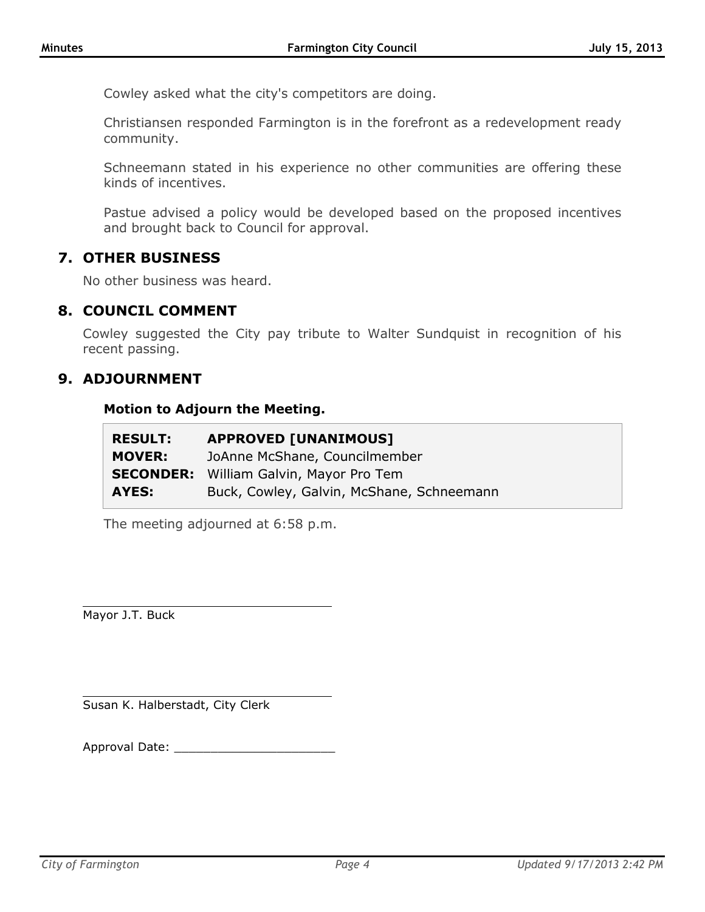Cowley asked what the city's competitors are doing.

Christiansen responded Farmington is in the forefront as a redevelopment ready community.

Schneemann stated in his experience no other communities are offering these kinds of incentives.

Pastue advised a policy would be developed based on the proposed incentives and brought back to Council for approval.

## 7. OTHER BUSINESS

No other business was heard.

## 8. COUNCIL COMMENT

Cowley suggested the City pay tribute to Walter Sundquist in recognition of his recent passing.

## 9. ADJOURNMENT

**Motion to Adjourn the Meeting.**

| | |
|---|---|
| **RESULT:** | **APPROVED [UNANIMOUS]** |
| **MOVER:** | JoAnne McShane, Councilmember |
| **SECONDER:** | William Galvin, Mayor Pro Tem |
| **AYES:** | Buck, Cowley, Galvin, McShane, Schneemann |

The meeting adjourned at 6:58 p.m.

\_\_\_\_\_\_\_\_\_\_\_\_\_\_\_\_\_\_\_\_\_\_\_\_\_\_\_\_\_\_\_\_\_\_\_\_
Mayor J.T. Buck

\_\_\_\_\_\_\_\_\_\_\_\_\_\_\_\_\_\_\_\_\_\_\_\_\_\_\_\_\_\_\_\_\_\_\_\_
Susan K. Halberstadt, City Clerk

Approval Date: \_\_\_\_\_\_\_\_\_\_\_\_\_\_\_\_\_\_\_\_\_\_